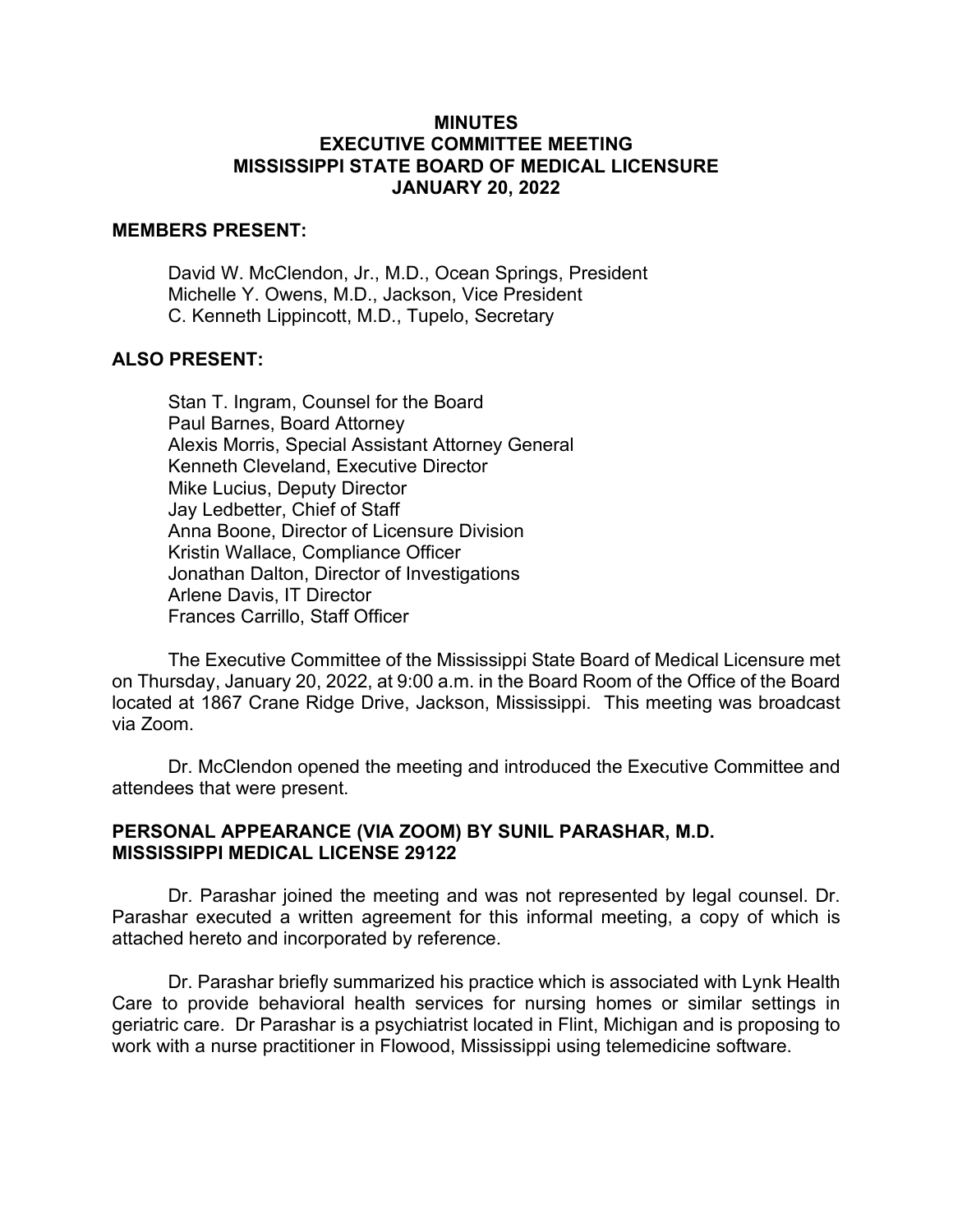# MINUTES
# EXECUTIVE COMMITTEE MEETING
# MISSISSIPPI STATE BOARD OF MEDICAL LICENSURE
# JANUARY 20, 2022

**MEMBERS PRESENT:**

David W. McClendon, Jr., M.D., Ocean Springs, President
Michelle Y. Owens, M.D., Jackson, Vice President
C. Kenneth Lippincott, M.D., Tupelo, Secretary

**ALSO PRESENT:**

Stan T. Ingram, Counsel for the Board
Paul Barnes, Board Attorney
Alexis Morris, Special Assistant Attorney General
Kenneth Cleveland, Executive Director
Mike Lucius, Deputy Director
Jay Ledbetter, Chief of Staff
Anna Boone, Director of Licensure Division
Kristin Wallace, Compliance Officer
Jonathan Dalton, Director of Investigations
Arlene Davis, IT Director
Frances Carrillo, Staff Officer

The Executive Committee of the Mississippi State Board of Medical Licensure met on Thursday, January 20, 2022, at 9:00 a.m. in the Board Room of the Office of the Board located at 1867 Crane Ridge Drive, Jackson, Mississippi. This meeting was broadcast via Zoom.

Dr. McClendon opened the meeting and introduced the Executive Committee and attendees that were present.

**PERSONAL APPEARANCE (VIA ZOOM) BY SUNIL PARASHAR, M.D.**
**MISSISSIPPI MEDICAL LICENSE 29122**

Dr. Parashar joined the meeting and was not represented by legal counsel. Dr. Parashar executed a written agreement for this informal meeting, a copy of which is attached hereto and incorporated by reference.

Dr. Parashar briefly summarized his practice which is associated with Lynk Health Care to provide behavioral health services for nursing homes or similar settings in geriatric care. Dr Parashar is a psychiatrist located in Flint, Michigan and is proposing to work with a nurse practitioner in Flowood, Mississippi using telemedicine software.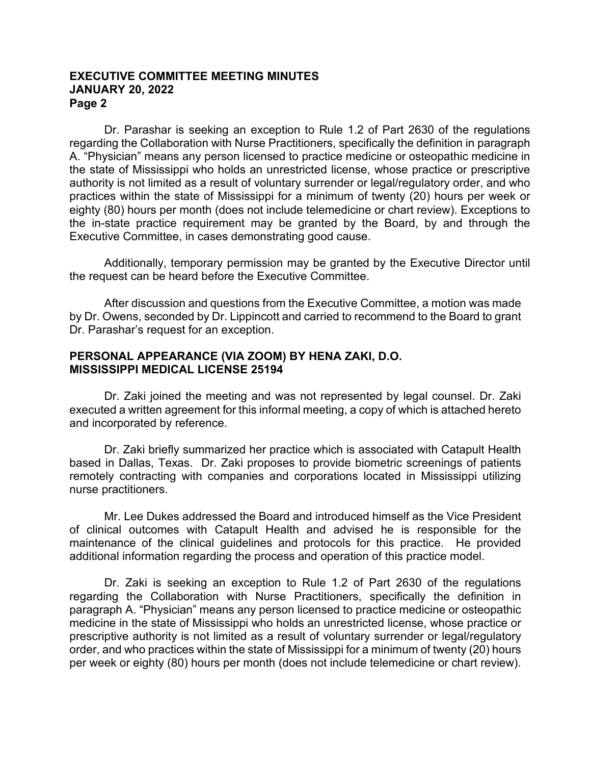Dr. Parashar is seeking an exception to Rule 1.2 of Part 2630 of the regulations regarding the Collaboration with Nurse Practitioners, specifically the definition in paragraph A. "Physician" means any person licensed to practice medicine or osteopathic medicine in the state of Mississippi who holds an unrestricted license, whose practice or prescriptive authority is not limited as a result of voluntary surrender or legal/regulatory order, and who practices within the state of Mississippi for a minimum of twenty (20) hours per week or eighty (80) hours per month (does not include telemedicine or chart review). Exceptions to the in-state practice requirement may be granted by the Board, by and through the Executive Committee, in cases demonstrating good cause.

Additionally, temporary permission may be granted by the Executive Director until the request can be heard before the Executive Committee.

After discussion and questions from the Executive Committee, a motion was made by Dr. Owens, seconded by Dr. Lippincott and carried to recommend to the Board to grant Dr. Parashar's request for an exception.

## PERSONAL APPEARANCE (VIA ZOOM) BY HENA ZAKI, D.O.
## MISSISSIPPI MEDICAL LICENSE 25194

Dr. Zaki joined the meeting and was not represented by legal counsel. Dr. Zaki executed a written agreement for this informal meeting, a copy of which is attached hereto and incorporated by reference.

Dr. Zaki briefly summarized her practice which is associated with Catapult Health based in Dallas, Texas. Dr. Zaki proposes to provide biometric screenings of patients remotely contracting with companies and corporations located in Mississippi utilizing nurse practitioners.

Mr. Lee Dukes addressed the Board and introduced himself as the Vice President of clinical outcomes with Catapult Health and advised he is responsible for the maintenance of the clinical guidelines and protocols for this practice. He provided additional information regarding the process and operation of this practice model.

Dr. Zaki is seeking an exception to Rule 1.2 of Part 2630 of the regulations regarding the Collaboration with Nurse Practitioners, specifically the definition in paragraph A. "Physician" means any person licensed to practice medicine or osteopathic medicine in the state of Mississippi who holds an unrestricted license, whose practice or prescriptive authority is not limited as a result of voluntary surrender or legal/regulatory order, and who practices within the state of Mississippi for a minimum of twenty (20) hours per week or eighty (80) hours per month (does not include telemedicine or chart review).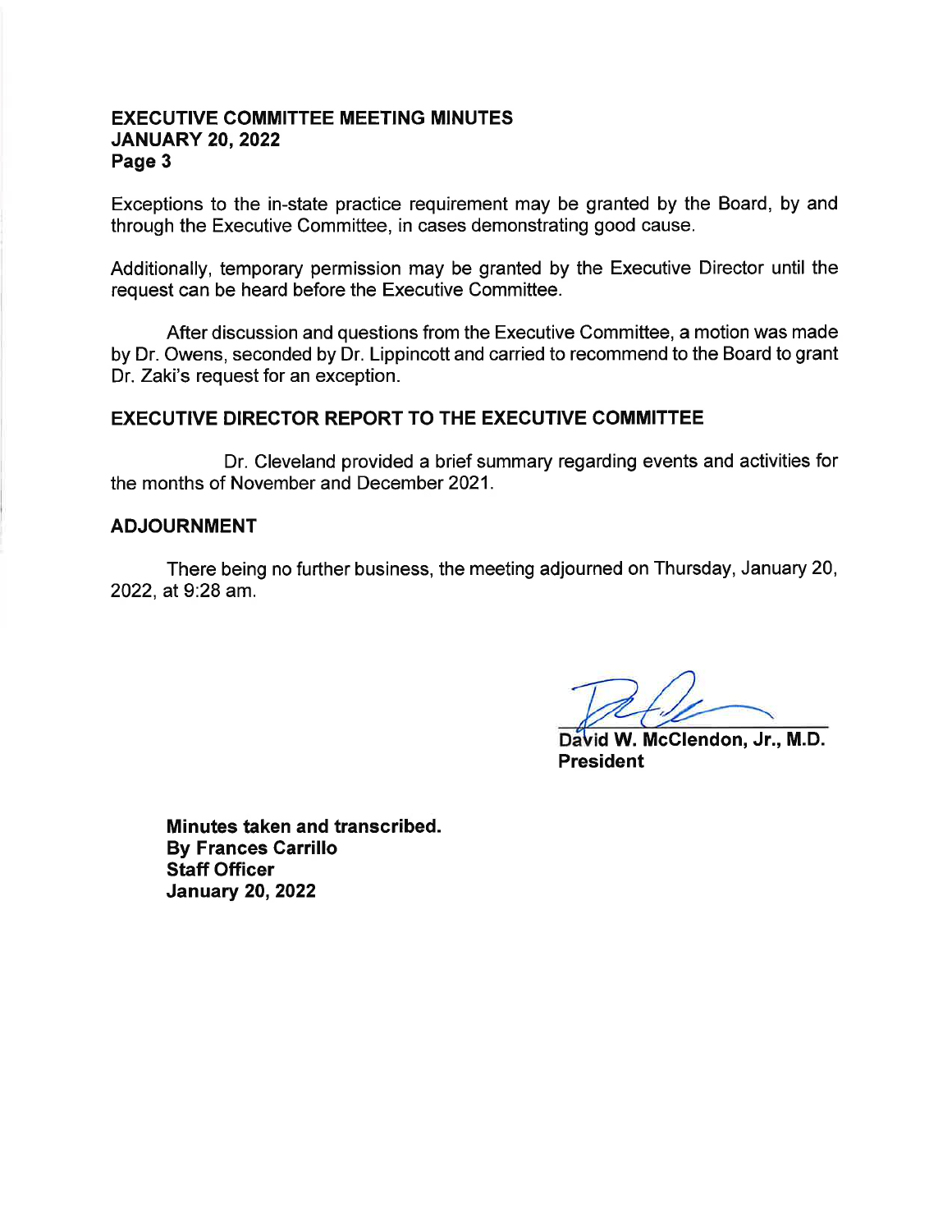Exceptions to the in-state practice requirement may be granted by the Board, by and through the Executive Committee, in cases demonstrating good cause.

Additionally, temporary permission may be granted by the Executive Director until the request can be heard before the Executive Committee.

After discussion and questions from the Executive Committee, a motion was made by Dr. Owens, seconded by Dr. Lippincott and carried to recommend to the Board to grant Dr. Zaki's request for an exception.

## EXECUTIVE DIRECTOR REPORT TO THE EXECUTIVE COMMITTEE

Dr. Cleveland provided a brief summary regarding events and activities for the months of November and December 2021.

## ADJOURNMENT

There being no further business, the meeting adjourned on Thursday, January 20, 2022, at 9:28 am.

**David W. McClendon, Jr., M.D.**
**President**

**Minutes taken and transcribed.**
**By Frances Carrillo**
**Staff Officer**
**January 20, 2022**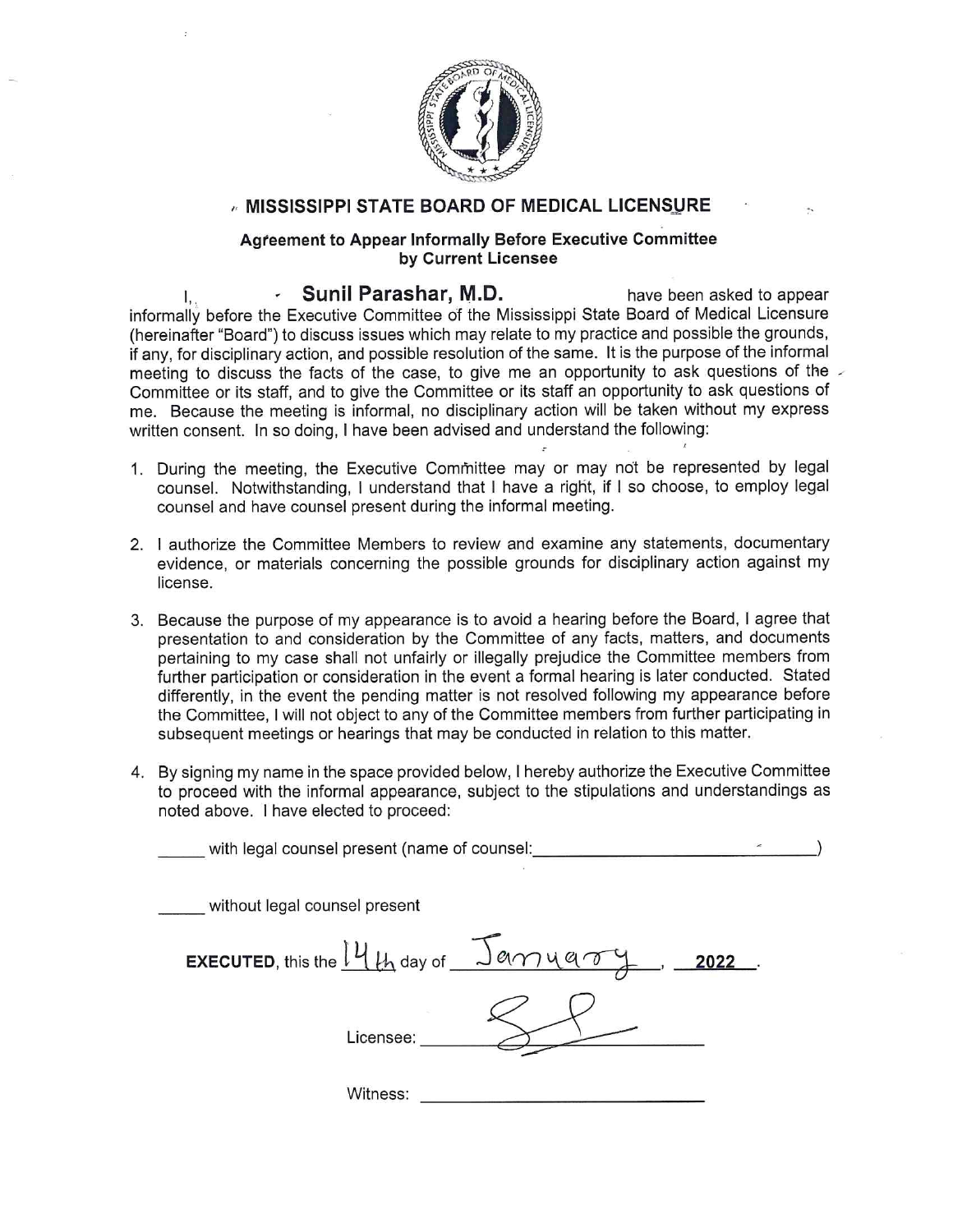# MISSISSIPPI STATE BOARD OF MEDICAL LICENSURE

## Agreement to Appear Informally Before Executive Committee by Current Licensee

I, **Sunil Parashar, M.D.** have been asked to appear informally before the Executive Committee of the Mississippi State Board of Medical Licensure (hereinafter "Board") to discuss issues which may relate to my practice and possible the grounds, if any, for disciplinary action, and possible resolution of the same. It is the purpose of the informal meeting to discuss the facts of the case, to give me an opportunity to ask questions of the Committee or its staff, and to give the Committee or its staff an opportunity to ask questions of me. Because the meeting is informal, no disciplinary action will be taken without my express written consent. In so doing, I have been advised and understand the following:

1. During the meeting, the Executive Committee may or may not be represented by legal counsel. Notwithstanding, I understand that I have a right, if I so choose, to employ legal counsel and have counsel present during the informal meeting.

2. I authorize the Committee Members to review and examine any statements, documentary evidence, or materials concerning the possible grounds for disciplinary action against my license.

3. Because the purpose of my appearance is to avoid a hearing before the Board, I agree that presentation to and consideration by the Committee of any facts, matters, and documents pertaining to my case shall not unfairly or illegally prejudice the Committee members from further participation or consideration in the event a formal hearing is later conducted. Stated differently, in the event the pending matter is not resolved following my appearance before the Committee, I will not object to any of the Committee members from further participating in subsequent meetings or hearings that may be conducted in relation to this matter.

4. By signing my name in the space provided below, I hereby authorize the Executive Committee to proceed with the informal appearance, subject to the stipulations and understandings as noted above. I have elected to proceed:

_____ with legal counsel present (name of counsel: _____________________)

_____ without legal counsel present

**EXECUTED**, this the 14th day of January, **2022**.

Licensee: [signature]

Witness: _____________________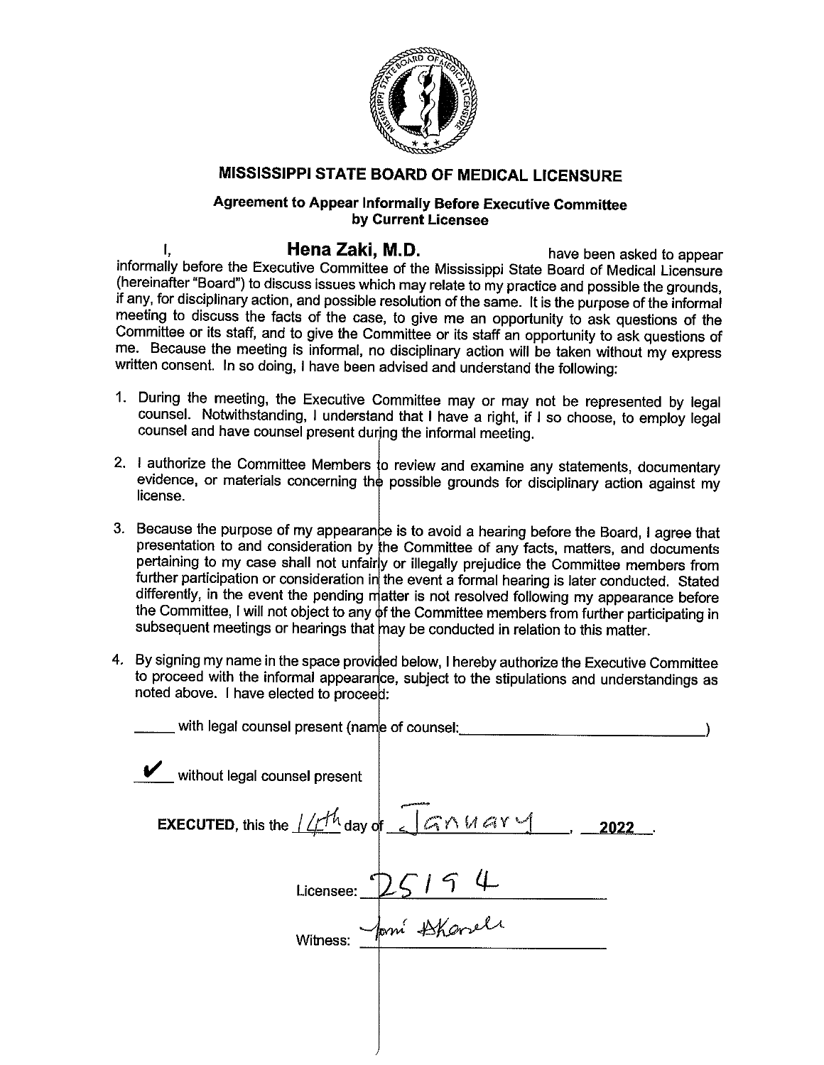## MISSISSIPPI STATE BOARD OF MEDICAL LICENSURE

### Agreement to Appear Informally Before Executive Committee by Current Licensee

I, **Hena Zaki, M.D.** have been asked to appear informally before the Executive Committee of the Mississippi State Board of Medical Licensure (hereinafter "Board") to discuss issues which may relate to my practice and possible the grounds, if any, for disciplinary action, and possible resolution of the same. It is the purpose of the informal meeting to discuss the facts of the case, to give me an opportunity to ask questions of the Committee or its staff, and to give the Committee or its staff an opportunity to ask questions of me. Because the meeting is informal, no disciplinary action will be taken without my express written consent. In so doing, I have been advised and understand the following:

1. During the meeting, the Executive Committee may or may not be represented by legal counsel. Notwithstanding, I understand that I have a right, if I so choose, to employ legal counsel and have counsel present during the informal meeting.

2. I authorize the Committee Members to review and examine any statements, documentary evidence, or materials concerning the possible grounds for disciplinary action against my license.

3. Because the purpose of my appearance is to avoid a hearing before the Board, I agree that presentation to and consideration by the Committee of any facts, matters, and documents pertaining to my case shall not unfairly or illegally prejudice the Committee members from further participation or consideration in the event a formal hearing is later conducted. Stated differently, in the event the pending matter is not resolved following my appearance before the Committee, I will not object to any of the Committee members from further participating in subsequent meetings or hearings that may be conducted in relation to this matter.

4. By signing my name in the space provided below, I hereby authorize the Executive Committee to proceed with the informal appearance, subject to the stipulations and understandings as noted above. I have elected to proceed:

_____ with legal counsel present (name of counsel:_____________________)

✔ without legal counsel present

**EXECUTED**, this the 14th day of January, **2022**.

Licensee: 25194

Witness: Joni Akerele